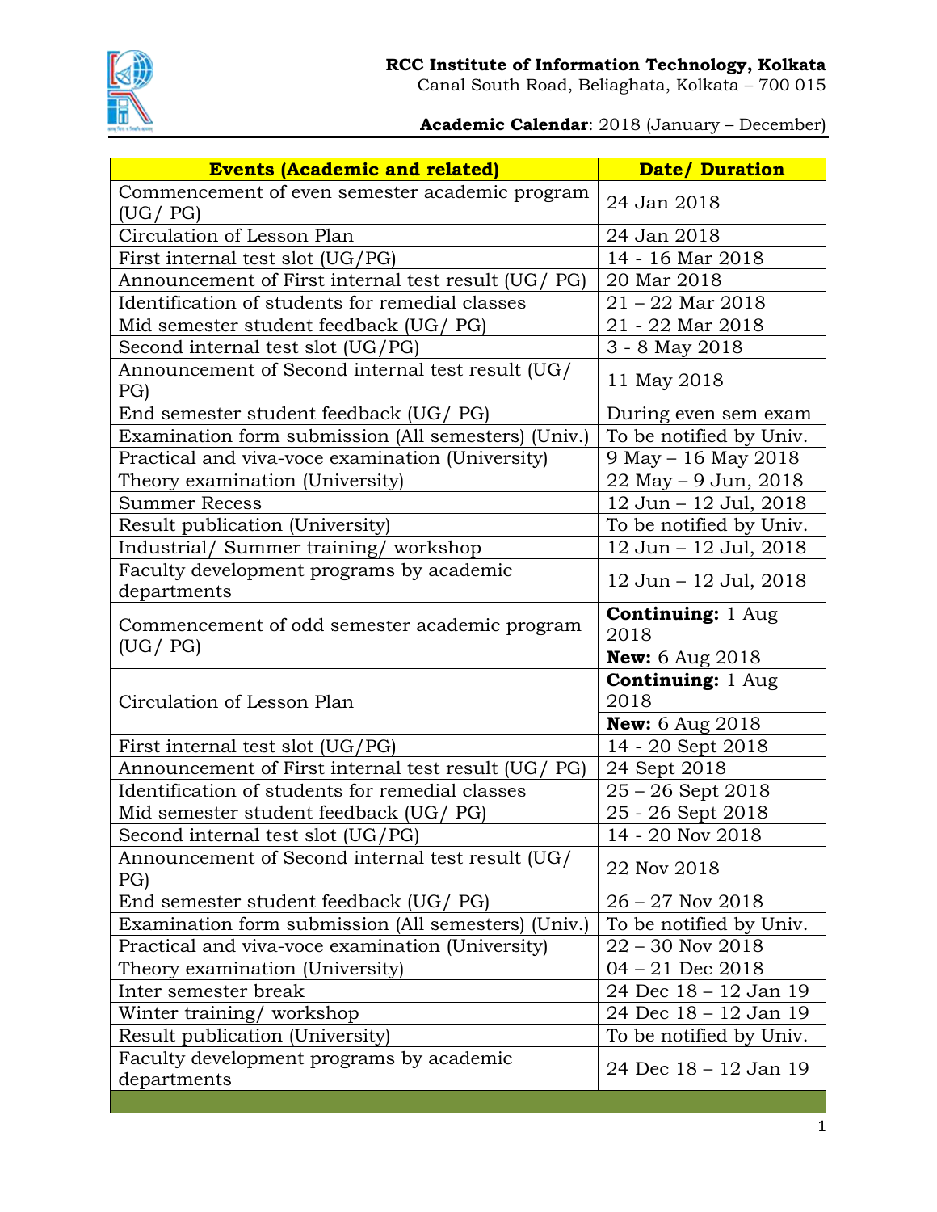**RCC Institute of Information Technology, Kolkata**
Canal South Road, Beliaghata, Kolkata – 700 015

**Academic Calendar**: 2018 (January – December)

| Events (Academic and related) | Date/ Duration |
|---|---|
| Commencement of even semester academic program (UG/ PG) | 24 Jan 2018 |
| Circulation of Lesson Plan | 24 Jan 2018 |
| First internal test slot (UG/PG) | 14 - 16 Mar 2018 |
| Announcement of First internal test result (UG/ PG) | 20 Mar 2018 |
| Identification of students for remedial classes | 21 – 22 Mar 2018 |
| Mid semester student feedback (UG/ PG) | 21 - 22 Mar 2018 |
| Second internal test slot (UG/PG) | 3 - 8 May 2018 |
| Announcement of Second internal test result (UG/ PG) | 11 May 2018 |
| End semester student feedback (UG/ PG) | During even sem exam |
| Examination form submission (All semesters) (Univ.) | To be notified by Univ. |
| Practical and viva-voce examination (University) | 9 May – 16 May 2018 |
| Theory examination (University) | 22 May – 9 Jun, 2018 |
| Summer Recess | 12 Jun – 12 Jul, 2018 |
| Result publication (University) | To be notified by Univ. |
| Industrial/ Summer training/ workshop | 12 Jun – 12 Jul, 2018 |
| Faculty development programs by academic departments | 12 Jun – 12 Jul, 2018 |
| Commencement of odd semester academic program (UG/ PG) | **Continuing:** 1 Aug 2018 |
| | **New:** 6 Aug 2018 |
| Circulation of Lesson Plan | **Continuing:** 1 Aug 2018 |
| | **New:** 6 Aug 2018 |
| First internal test slot (UG/PG) | 14 - 20 Sept 2018 |
| Announcement of First internal test result (UG/ PG) | 24 Sept 2018 |
| Identification of students for remedial classes | 25 – 26 Sept 2018 |
| Mid semester student feedback (UG/ PG) | 25 - 26 Sept 2018 |
| Second internal test slot (UG/PG) | 14 - 20 Nov 2018 |
| Announcement of Second internal test result (UG/ PG) | 22 Nov 2018 |
| End semester student feedback (UG/ PG) | 26 – 27 Nov 2018 |
| Examination form submission (All semesters) (Univ.) | To be notified by Univ. |
| Practical and viva-voce examination (University) | 22 – 30 Nov 2018 |
| Theory examination (University) | 04 – 21 Dec 2018 |
| Inter semester break | 24 Dec 18 – 12 Jan 19 |
| Winter training/ workshop | 24 Dec 18 – 12 Jan 19 |
| Result publication (University) | To be notified by Univ. |
| Faculty development programs by academic departments | 24 Dec 18 – 12 Jan 19 |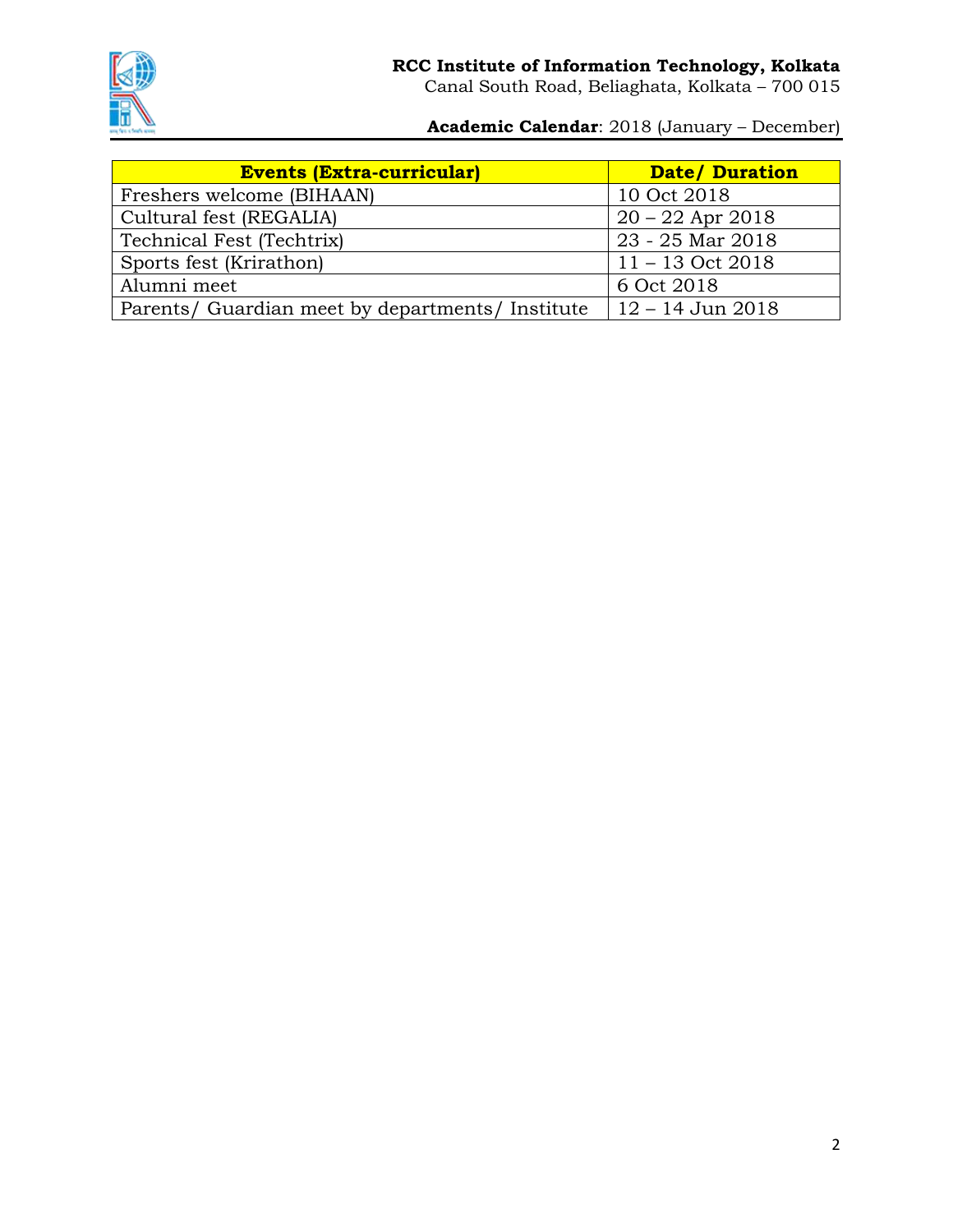| Events (Extra-curricular) | Date/ Duration |
|---|---|
| Freshers welcome (BIHAAN) | 10 Oct 2018 |
| Cultural fest (REGALIA) | 20 – 22 Apr 2018 |
| Technical Fest (Techtrix) | 23 - 25 Mar 2018 |
| Sports fest (Krirathon) | 11 – 13 Oct 2018 |
| Alumni meet | 6 Oct 2018 |
| Parents/ Guardian meet by departments/ Institute | 12 – 14 Jun 2018 |